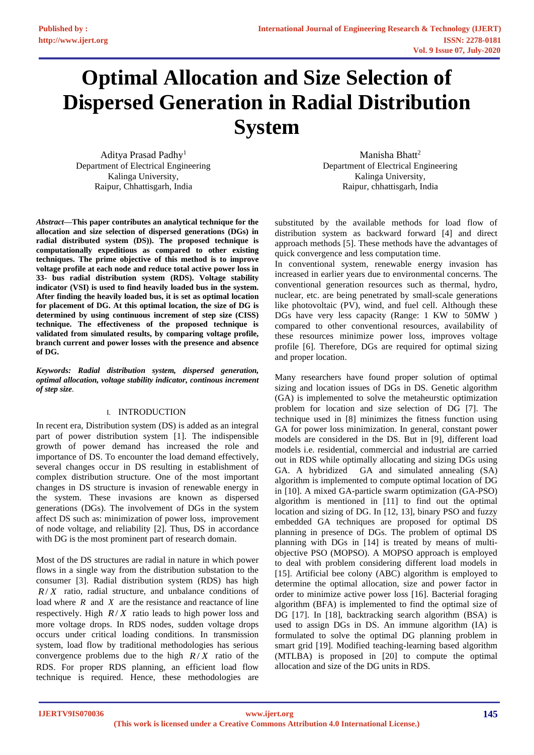# Optimal Allocation and Size Selection of Dispersed Generation in Radial Distribution System

Aditya Prasad Padhy[1]
Department of Electrical Engineering
Kalinga University,
Raipur, Chhattisgarh, India

Manisha Bhatt[2]
Department of Electrical Engineering
Kalinga University,
Raipur, chhattisgarh, India

***Abstract*—This paper contributes an analytical technique for the allocation and size selection of dispersed generations (DGs) in radial distributed system (DS)). The proposed technique is computationally expeditious as compared to other existing techniques. The prime objective of this method is to improve voltage profile at each node and reduce total active power loss in 33- bus radial distribution system (RDS). Voltage stability indicator (VSI) is used to find heavily loaded bus in the system. After finding the heavily loaded bus, it is set as optimal location for placement of DG. At this optimal location, the size of DG is determined by using continuous increment of step size (CISS) technique. The effectiveness of the proposed technique is validated from simulated results, by comparing voltage profile, branch current and power losses with the presence and absence of DG.**

***Keywords: Radial distribution system, dispersed generation, optimal allocation, voltage stability indicator, continous increment of step size*.**

## I. INTRODUCTION

In recent era, Distribution system (DS) is added as an integral part of power distribution system [1]. The indispensible growth of power demand has increased the role and importance of DS. To encounter the load demand effectively, several changes occur in DS resulting in establishment of complex distribution structure. One of the most important changes in DS structure is invasion of renewable energy in the system. These invasions are known as dispersed generations (DGs). The involvement of DGs in the system affect DS such as: minimization of power loss, improvement of node voltage, and reliability [2]. Thus, DS in accordance with DG is the most prominent part of research domain.

Most of the DS structures are radial in nature in which power flows in a single way from the distribution substation to the consumer [3]. Radial distribution system (RDS) has high $R/X$ ratio, radial structure, and unbalance conditions of load where $R$ and $X$ are the resistance and reactance of line respectively. High $R/X$ ratio leads to high power loss and more voltage drops. In RDS nodes, sudden voltage drops occurs under critical loading conditions. In transmission system, load flow by traditional methodologies has serious convergence problems due to the high $R/X$ ratio of the RDS. For proper RDS planning, an efficient load flow technique is required. Hence, these methodologies are substituted by the available methods for load flow of distribution system as backward forward [4] and direct approach methods [5]. These methods have the advantages of quick convergence and less computation time.

In conventional system, renewable energy invasion has increased in earlier years due to environmental concerns. The conventional generation resources such as thermal, hydro, nuclear, etc. are being penetrated by small-scale generations like photovoltaic (PV), wind, and fuel cell. Although these DGs have very less capacity (Range: 1 KW to 50MW ) compared to other conventional resources, availability of these resources minimize power loss, improves voltage profile [6]. Therefore, DGs are required for optimal sizing and proper location.

Many researchers have found proper solution of optimal sizing and location issues of DGs in DS. Genetic algorithm (GA) is implemented to solve the metaheurstic optimization problem for location and size selection of DG [7]. The technique used in [8] minimizes the fitness function using GA for power loss minimization. In general, constant power models are considered in the DS. But in [9], different load models i.e. residential, commercial and industrial are carried out in RDS while optimally allocating and sizing DGs using GA. A hybridized GA and simulated annealing (SA) algorithm is implemented to compute optimal location of DG in [10]. A mixed GA-particle swarm optimization (GA-PSO) algorithm is mentioned in [11] to find out the optimal location and sizing of DG. In [12, 13], binary PSO and fuzzy embedded GA techniques are proposed for optimal DS planning in presence of DGs. The problem of optimal DS planning with DGs in [14] is treated by means of multi-objective PSO (MOPSO). A MOPSO approach is employed to deal with problem considering different load models in [15]. Artificial bee colony (ABC) algorithm is employed to determine the optimal allocation, size and power factor in order to minimize active power loss [16]. Bacterial foraging algorithm (BFA) is implemented to find the optimal size of DG [17]. In [18], backtracking search algorithm (BSA) is used to assign DGs in DS. An immune algorithm (IA) is formulated to solve the optimal DG planning problem in smart grid [19]. Modified teaching-learning based algorithm (MTLBA) is proposed in [20] to compute the optimal allocation and size of the DG units in RDS.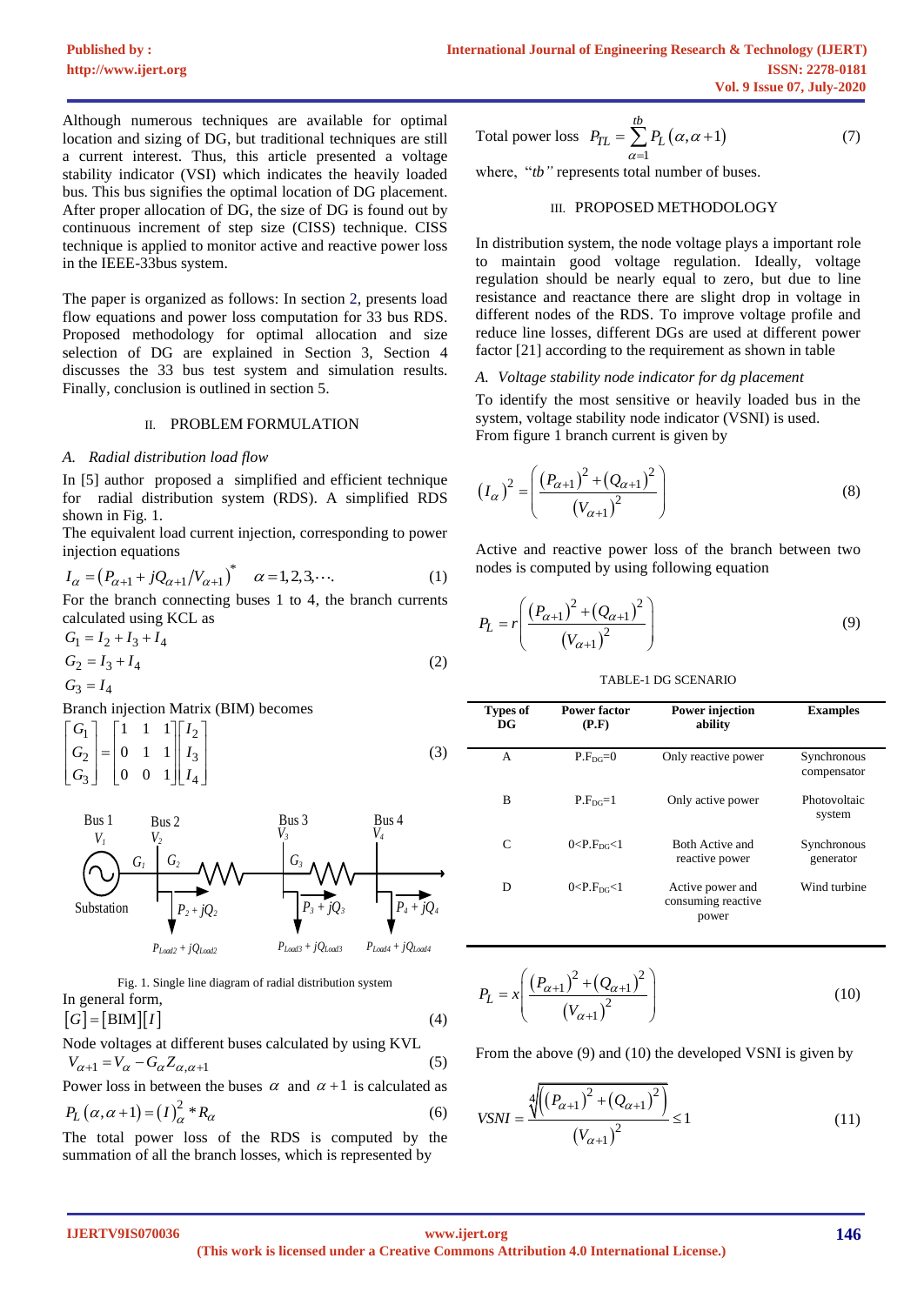Although numerous techniques are available for optimal location and sizing of DG, but traditional techniques are still a current interest. Thus, this article presented a voltage stability indicator (VSI) which indicates the heavily loaded bus. This bus signifies the optimal location of DG placement. After proper allocation of DG, the size of DG is found out by continuous increment of step size (CISS) technique. CISS technique is applied to monitor active and reactive power loss in the IEEE-33bus system.

The paper is organized as follows: In section 2, presents load flow equations and power loss computation for 33 bus RDS. Proposed methodology for optimal allocation and size selection of DG are explained in Section 3, Section 4 discusses the 33 bus test system and simulation results. Finally, conclusion is outlined in section 5.

## II. PROBLEM FORMULATION

### *A. Radial distribution load flow*

In [5] author proposed a simplified and efficient technique for radial distribution system (RDS). A simplified RDS shown in Fig. 1.

The equivalent load current injection, corresponding to power injection equations

$$I_\alpha = \left(P_{\alpha+1} + jQ_{\alpha+1}/V_{\alpha+1}\right)^* \quad \alpha = 1,2,3,\cdots. \tag{1}$$

For the branch connecting buses 1 to 4, the branch currents calculated using KCL as

$$\begin{aligned} G_1 &= I_2 + I_3 + I_4 \\ G_2 &= I_3 + I_4 \\ G_3 &= I_4 \end{aligned} \tag{2}$$

Branch injection Matrix (BIM) becomes

$$\begin{bmatrix} G_1 \\ G_2 \\ G_3 \end{bmatrix} = \begin{bmatrix} 1 & 1 & 1 \\ 0 & 1 & 1 \\ 0 & 0 & 1 \end{bmatrix} \begin{bmatrix} I_2 \\ I_3 \\ I_4 \end{bmatrix} \tag{3}$$

Fig. 1. Single line diagram of radial distribution system

In general form,

$$[G] = [\text{BIM}][I] \tag{4}$$

Node voltages at different buses calculated by using KVL

$$V_{\alpha+1} = V_\alpha - G_\alpha Z_{\alpha,\alpha+1} \tag{5}$$

Power loss in between the buses $\alpha$ and $\alpha+1$ is calculated as

$$P_L(\alpha,\alpha+1) = (I)_\alpha^2 * R_\alpha \tag{6}$$

The total power loss of the RDS is computed by the summation of all the branch losses, which is represented by

$$\text{Total power loss} \quad P_{TL} = \sum_{\alpha=1}^{tb} P_L(\alpha,\alpha+1) \tag{7}$$

where, "*tb"* represents total number of buses.

## III. PROPOSED METHODOLOGY

In distribution system, the node voltage plays a important role to maintain good voltage regulation. Ideally, voltage regulation should be nearly equal to zero, but due to line resistance and reactance there are slight drop in voltage in different nodes of the RDS. To improve voltage profile and reduce line losses, different DGs are used at different power factor [21] according to the requirement as shown in table

### *A. Voltage stability node indicator for dg placement*

To identify the most sensitive or heavily loaded bus in the system, voltage stability node indicator (VSNI) is used.

From figure 1 branch current is given by

$$(I_\alpha)^2 = \left(\frac{(P_{\alpha+1})^2 + (Q_{\alpha+1})^2}{(V_{\alpha+1})^2}\right) \tag{8}$$

Active and reactive power loss of the branch between two nodes is computed by using following equation

$$P_L = r\left(\frac{(P_{\alpha+1})^2 + (Q_{\alpha+1})^2}{(V_{\alpha+1})^2}\right) \tag{9}$$

TABLE-1 DG SCENARIO

| Types of DG | Power factor (P.F) | Power injection ability | Examples |
|---|---|---|---|
| A | $P.F_{DG}=0$ | Only reactive power | Synchronous compensator |
| B | $P.F_{DG}=1$ | Only active power | Photovoltaic system |
| C | $0<P.F_{DG}<1$ | Both Active and reactive power | Synchronous generator |
| D | $0<P.F_{DG}<1$ | Active power and consuming reactive power | Wind turbine |

$$P_L = x\left(\frac{(P_{\alpha+1})^2 + (Q_{\alpha+1})^2}{(V_{\alpha+1})^2}\right) \tag{10}$$

From the above (9) and (10) the developed VSNI is given by

$$VSNI = \frac{\sqrt[4]{\left((P_{\alpha+1})^2 + (Q_{\alpha+1})^2\right)}}{(V_{\alpha+1})^2} \le 1 \tag{11}$$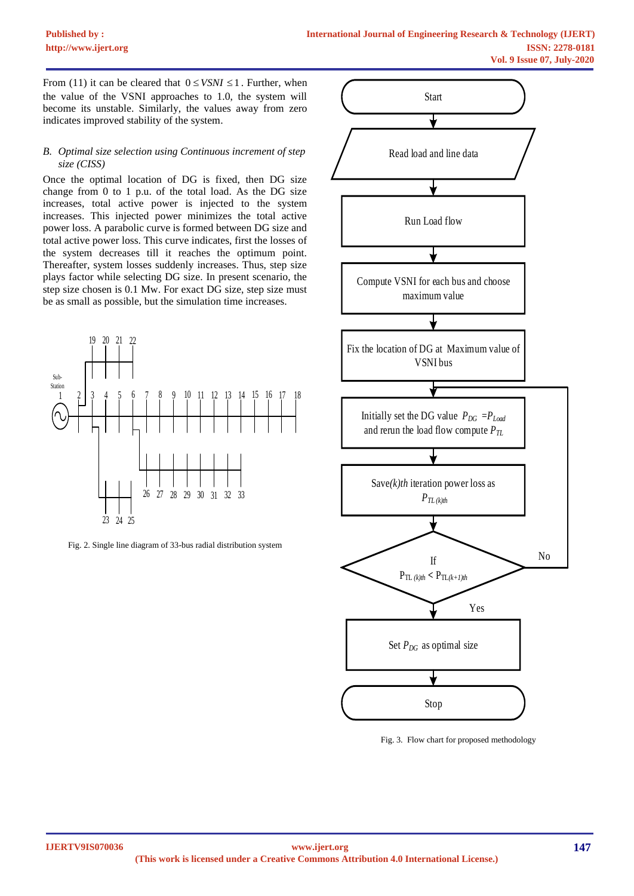From (11) it can be cleared that $0 \le VSNI \le 1$. Further, when the value of the VSNI approaches to 1.0, the system will become its unstable. Similarly, the values away from zero indicates improved stability of the system.

### *B. Optimal size selection using Continuous increment of step size (CISS)*

Once the optimal location of DG is fixed, then DG size change from 0 to 1 p.u. of the total load. As the DG size increases, total active power is injected to the system increases. This injected power minimizes the total active power loss. A parabolic curve is formed between DG size and total active power loss. This curve indicates, first the losses of the system decreases till it reaches the optimum point. Thereafter, system losses suddenly increases. Thus, step size plays factor while selecting DG size. In present scenario, the step size chosen is 0.1 Mw. For exact DG size, step size must be as small as possible, but the simulation time increases.

Fig. 2. Single line diagram of 33-bus radial distribution system

Fig. 3. Flow chart for proposed methodology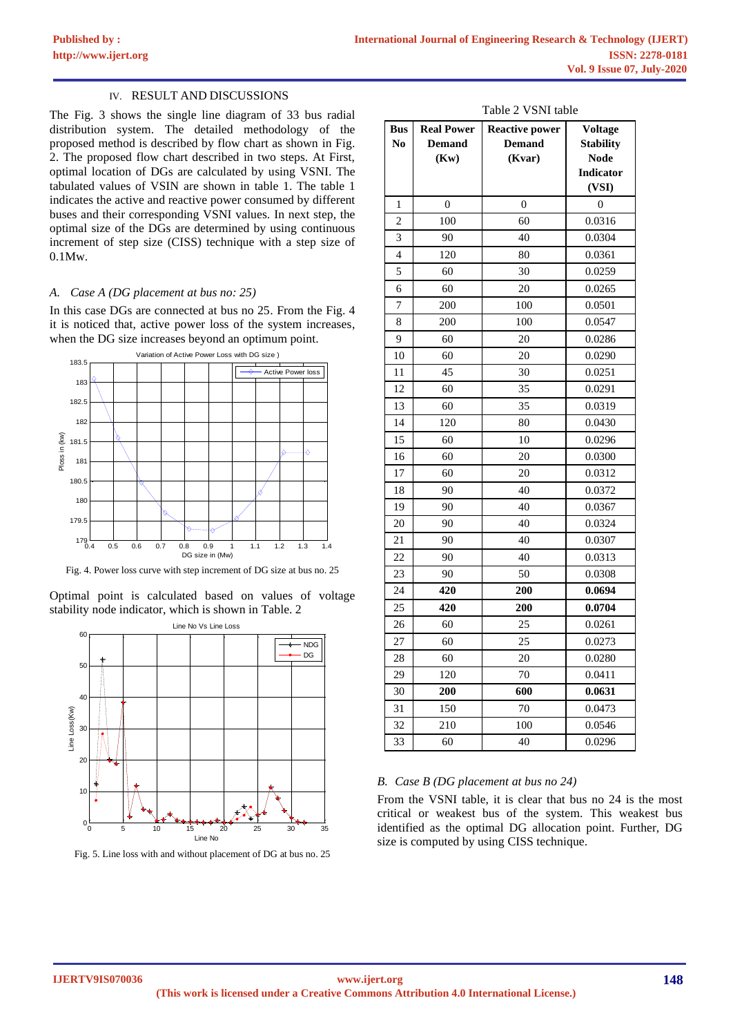## IV. RESULT AND DISCUSSIONS

The Fig. 3 shows the single line diagram of 33 bus radial distribution system. The detailed methodology of the proposed method is described by flow chart as shown in Fig. 2. The proposed flow chart described in two steps. At First, optimal location of DGs are calculated by using VSNI. The tabulated values of VSIN are shown in table 1. The table 1 indicates the active and reactive power consumed by different buses and their corresponding VSNI values. In next step, the optimal size of the DGs are determined by using continuous increment of step size (CISS) technique with a step size of 0.1Mw.

### *A. Case A (DG placement at bus no: 25)*

In this case DGs are connected at bus no 25. From the Fig. 4 it is noticed that, active power loss of the system increases, when the DG size increases beyond an optimum point.

Fig. 4. Power loss curve with step increment of DG size at bus no. 25

Optimal point is calculated based on values of voltage stability node indicator, which is shown in Table. 2

Fig. 5. Line loss with and without placement of DG at bus no. 25

Table 2 VSNI table

| Bus No | Real Power Demand (Kw) | Reactive power Demand (Kvar) | Voltage Stability Node Indicator (VSI) |
|---|---|---|---|
| 1 | 0 | 0 | 0 |
| 2 | 100 | 60 | 0.0316 |
| 3 | 90 | 40 | 0.0304 |
| 4 | 120 | 80 | 0.0361 |
| 5 | 60 | 30 | 0.0259 |
| 6 | 60 | 20 | 0.0265 |
| 7 | 200 | 100 | 0.0501 |
| 8 | 200 | 100 | 0.0547 |
| 9 | 60 | 20 | 0.0286 |
| 10 | 60 | 20 | 0.0290 |
| 11 | 45 | 30 | 0.0251 |
| 12 | 60 | 35 | 0.0291 |
| 13 | 60 | 35 | 0.0319 |
| 14 | 120 | 80 | 0.0430 |
| 15 | 60 | 10 | 0.0296 |
| 16 | 60 | 20 | 0.0300 |
| 17 | 60 | 20 | 0.0312 |
| 18 | 90 | 40 | 0.0372 |
| 19 | 90 | 40 | 0.0367 |
| 20 | 90 | 40 | 0.0324 |
| 21 | 90 | 40 | 0.0307 |
| 22 | 90 | 40 | 0.0313 |
| 23 | 90 | 50 | 0.0308 |
| 24 | **420** | **200** | **0.0694** |
| 25 | **420** | **200** | **0.0704** |
| 26 | 60 | 25 | 0.0261 |
| 27 | 60 | 25 | 0.0273 |
| 28 | 60 | 20 | 0.0280 |
| 29 | 120 | 70 | 0.0411 |
| 30 | **200** | **600** | **0.0631** |
| 31 | 150 | 70 | 0.0473 |
| 32 | 210 | 100 | 0.0546 |
| 33 | 60 | 40 | 0.0296 |

### *B. Case B (DG placement at bus no 24)*

From the VSNI table, it is clear that bus no 24 is the most critical or weakest bus of the system. This weakest bus identified as the optimal DG allocation point. Further, DG size is computed by using CISS technique.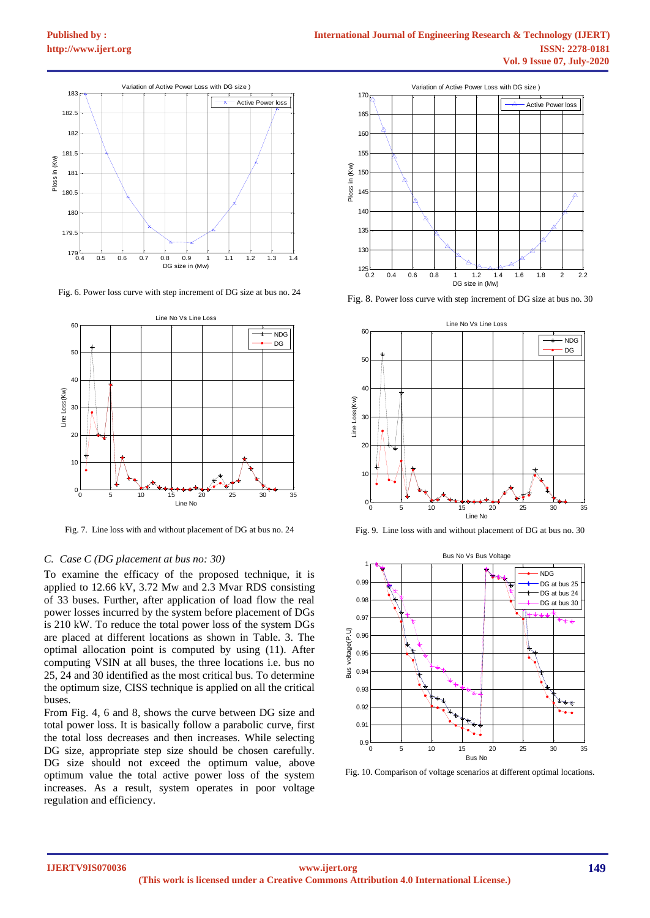Fig. 6. Power loss curve with step increment of DG size at bus no. 24

Fig. 7. Line loss with and without placement of DG at bus no. 24

### C. Case C (DG placement at bus no: 30)

To examine the efficacy of the proposed technique, it is applied to 12.66 kV, 3.72 Mw and 2.3 Mvar RDS consisting of 33 buses. Further, after application of load flow the real power losses incurred by the system before placement of DGs is 210 kW. To reduce the total power loss of the system DGs are placed at different locations as shown in Table. 3. The optimal allocation point is computed by using (11). After computing VSIN at all buses, the three locations i.e. bus no 25, 24 and 30 identified as the most critical bus. To determine the optimum size, CISS technique is applied on all the critical buses.

From Fig. 4, 6 and 8, shows the curve between DG size and total power loss. It is basically follow a parabolic curve, first the total loss decreases and then increases. While selecting DG size, appropriate step size should be chosen carefully. DG size should not exceed the optimum value, above optimum value the total active power loss of the system increases. As a result, system operates in poor voltage regulation and efficiency.

Fig. 8. Power loss curve with step increment of DG size at bus no. 30

Fig. 9. Line loss with and without placement of DG at bus no. 30

Fig. 10. Comparison of voltage scenarios at different optimal locations.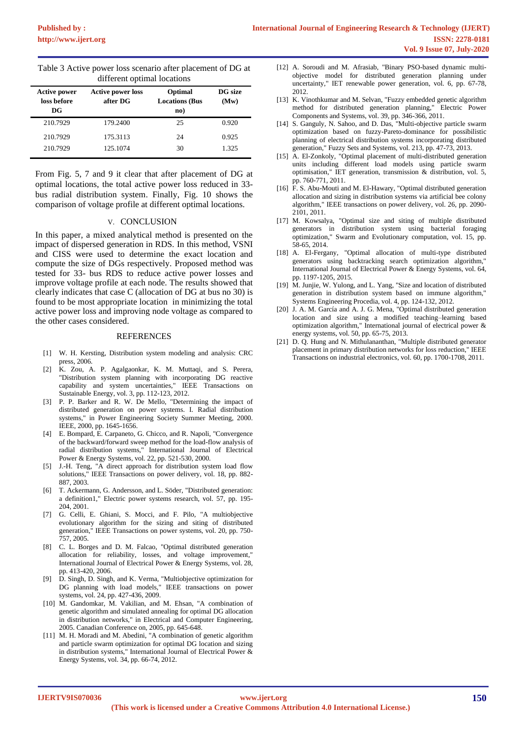Table 3 Active power loss scenario after placement of DG at different optimal locations

| Active power loss before DG | Active power loss after DG | Optimal Locations (Bus no) | DG size (Mw) |
|---|---|---|---|
| 210.7929 | 179.2400 | 25 | 0.920 |
| 210.7929 | 175.3113 | 24 | 0.925 |
| 210.7929 | 125.1074 | 30 | 1.325 |

From Fig. 5, 7 and 9 it clear that after placement of DG at optimal locations, the total active power loss reduced in 33-bus radial distribution system. Finally, Fig. 10 shows the comparison of voltage profile at different optimal locations.

## V. CONCLUSION

In this paper, a mixed analytical method is presented on the impact of dispersed generation in RDS. In this method, VSNI and CISS were used to determine the exact location and compute the size of DGs respectively. Proposed method was tested for 33- bus RDS to reduce active power losses and improve voltage profile at each node. The results showed that clearly indicates that case C (allocation of DG at bus no 30) is found to be most appropriate location in minimizing the total active power loss and improving node voltage as compared to the other cases considered.

## REFERENCES

[1] W. H. Kersting, Distribution system modeling and analysis: CRC press, 2006.

[2] K. Zou, A. P. Agalgaonkar, K. M. Muttaqi, and S. Perera, "Distribution system planning with incorporating DG reactive capability and system uncertainties," IEEE Transactions on Sustainable Energy, vol. 3, pp. 112-123, 2012.

[3] P. P. Barker and R. W. De Mello, "Determining the impact of distributed generation on power systems. I. Radial distribution systems," in Power Engineering Society Summer Meeting, 2000. IEEE, 2000, pp. 1645-1656.

[4] E. Bompard, E. Carpaneto, G. Chicco, and R. Napoli, "Convergence of the backward/forward sweep method for the load-flow analysis of radial distribution systems," International Journal of Electrical Power & Energy Systems, vol. 22, pp. 521-530, 2000.

[5] J.-H. Teng, "A direct approach for distribution system load flow solutions," IEEE Transactions on power delivery, vol. 18, pp. 882-887, 2003.

[6] T. Ackermann, G. Andersson, and L. Söder, "Distributed generation: a definition1," Electric power systems research, vol. 57, pp. 195-204, 2001.

[7] G. Celli, E. Ghiani, S. Mocci, and F. Pilo, "A multiobjective evolutionary algorithm for the sizing and siting of distributed generation," IEEE Transactions on power systems, vol. 20, pp. 750-757, 2005.

[8] C. L. Borges and D. M. Falcao, "Optimal distributed generation allocation for reliability, losses, and voltage improvement," International Journal of Electrical Power & Energy Systems, vol. 28, pp. 413-420, 2006.

[9] D. Singh, D. Singh, and K. Verma, "Multiobjective optimization for DG planning with load models," IEEE transactions on power systems, vol. 24, pp. 427-436, 2009.

[10] M. Gandomkar, M. Vakilian, and M. Ehsan, "A combination of genetic algorithm and simulated annealing for optimal DG allocation in distribution networks," in Electrical and Computer Engineering, 2005. Canadian Conference on, 2005, pp. 645-648.

[11] M. H. Moradi and M. Abedini, "A combination of genetic algorithm and particle swarm optimization for optimal DG location and sizing in distribution systems," International Journal of Electrical Power & Energy Systems, vol. 34, pp. 66-74, 2012.

[12] A. Soroudi and M. Afrasiab, "Binary PSO-based dynamic multi-objective model for distributed generation planning under uncertainty," IET renewable power generation, vol. 6, pp. 67-78, 2012.

[13] K. Vinothkumar and M. Selvan, "Fuzzy embedded genetic algorithm method for distributed generation planning," Electric Power Components and Systems, vol. 39, pp. 346-366, 2011.

[14] S. Ganguly, N. Sahoo, and D. Das, "Multi-objective particle swarm optimization based on fuzzy-Pareto-dominance for possibilistic planning of electrical distribution systems incorporating distributed generation," Fuzzy Sets and Systems, vol. 213, pp. 47-73, 2013.

[15] A. El-Zonkoly, "Optimal placement of multi-distributed generation units including different load models using particle swarm optimisation," IET generation, transmission & distribution, vol. 5, pp. 760-771, 2011.

[16] F. S. Abu-Mouti and M. El-Hawary, "Optimal distributed generation allocation and sizing in distribution systems via artificial bee colony algorithm," IEEE transactions on power delivery, vol. 26, pp. 2090-2101, 2011.

[17] M. Kowsalya, "Optimal size and siting of multiple distributed generators in distribution system using bacterial foraging optimization," Swarm and Evolutionary computation, vol. 15, pp. 58-65, 2014.

[18] A. El-Fergany, "Optimal allocation of multi-type distributed generators using backtracking search optimization algorithm," International Journal of Electrical Power & Energy Systems, vol. 64, pp. 1197-1205, 2015.

[19] M. Junjie, W. Yulong, and L. Yang, "Size and location of distributed generation in distribution system based on immune algorithm," Systems Engineering Procedia, vol. 4, pp. 124-132, 2012.

[20] J. A. M. García and A. J. G. Mena, "Optimal distributed generation location and size using a modified teaching–learning based optimization algorithm," International journal of electrical power & energy systems, vol. 50, pp. 65-75, 2013.

[21] D. Q. Hung and N. Mithulananthan, "Multiple distributed generator placement in primary distribution networks for loss reduction," IEEE Transactions on industrial electronics, vol. 60, pp. 1700-1708, 2011.